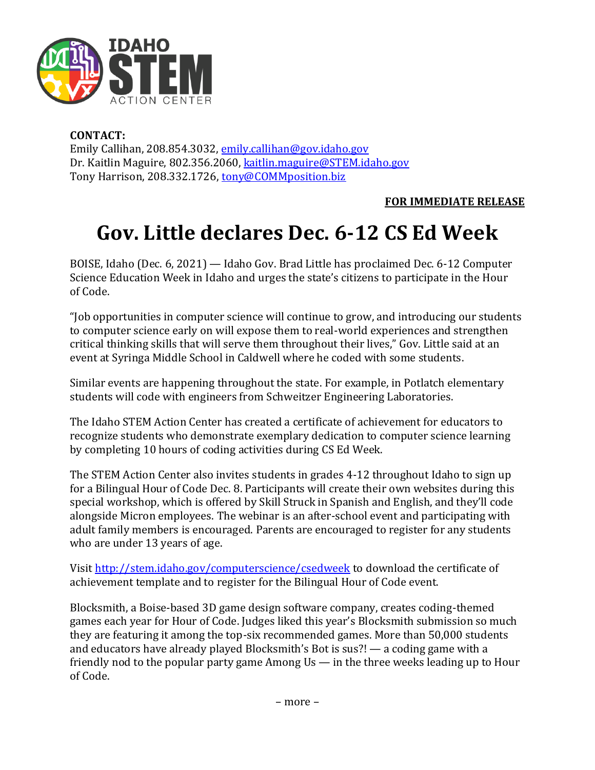**CONTACT:**
Emily Callihan, 208.854.3032, emily.callihan@gov.idaho.gov
Dr. Kaitlin Maguire, 802.356.2060, kaitlin.maguire@STEM.idaho.gov
Tony Harrison, 208.332.1726, tony@COMMposition.biz

**FOR IMMEDIATE RELEASE**

# Gov. Little declares Dec. 6-12 CS Ed Week

BOISE, Idaho (Dec. 6, 2021) — Idaho Gov. Brad Little has proclaimed Dec. 6-12 Computer Science Education Week in Idaho and urges the state's citizens to participate in the Hour of Code.

"Job opportunities in computer science will continue to grow, and introducing our students to computer science early on will expose them to real-world experiences and strengthen critical thinking skills that will serve them throughout their lives," Gov. Little said at an event at Syringa Middle School in Caldwell where he coded with some students.

Similar events are happening throughout the state. For example, in Potlatch elementary students will code with engineers from Schweitzer Engineering Laboratories.

The Idaho STEM Action Center has created a certificate of achievement for educators to recognize students who demonstrate exemplary dedication to computer science learning by completing 10 hours of coding activities during CS Ed Week.

The STEM Action Center also invites students in grades 4-12 throughout Idaho to sign up for a Bilingual Hour of Code Dec. 8. Participants will create their own websites during this special workshop, which is offered by Skill Struck in Spanish and English, and they'll code alongside Micron employees. The webinar is an after-school event and participating with adult family members is encouraged. Parents are encouraged to register for any students who are under 13 years of age.

Visit http://stem.idaho.gov/computerscience/csedweek to download the certificate of achievement template and to register for the Bilingual Hour of Code event.

Blocksmith, a Boise-based 3D game design software company, creates coding-themed games each year for Hour of Code. Judges liked this year's Blocksmith submission so much they are featuring it among the top-six recommended games. More than 50,000 students and educators have already played Blocksmith's Bot is sus?! — a coding game with a friendly nod to the popular party game Among Us — in the three weeks leading up to Hour of Code.

– more –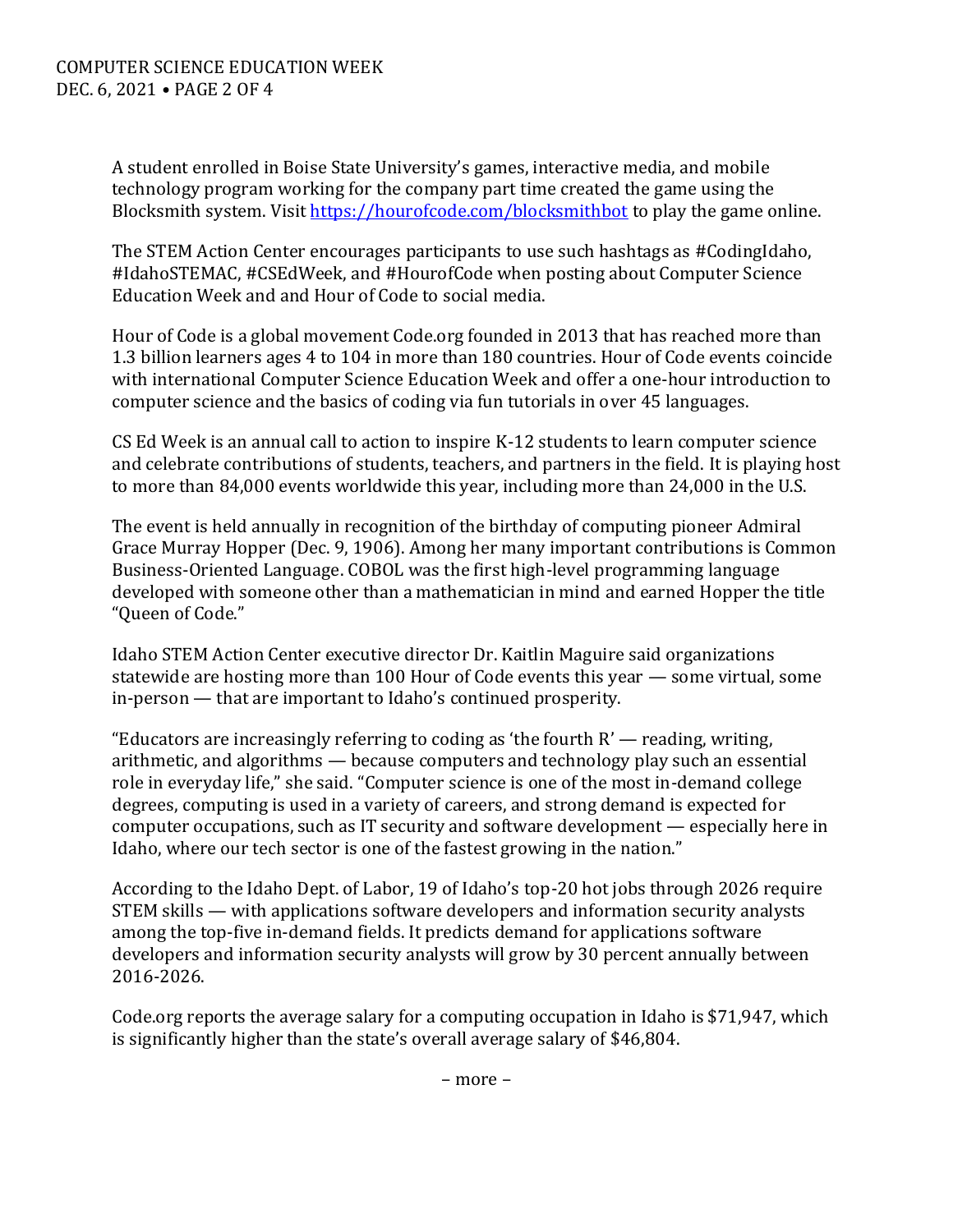A student enrolled in Boise State University's games, interactive media, and mobile technology program working for the company part time created the game using the Blocksmith system. Visit [https://hourofcode.com/blocksmithbot](https://hourofcode.com/blocksmithbot) to play the game online.

The STEM Action Center encourages participants to use such hashtags as #CodingIdaho, #IdahoSTEMAC, #CSEdWeek, and #HourofCode when posting about Computer Science Education Week and and Hour of Code to social media.

Hour of Code is a global movement Code.org founded in 2013 that has reached more than 1.3 billion learners ages 4 to 104 in more than 180 countries. Hour of Code events coincide with international Computer Science Education Week and offer a one-hour introduction to computer science and the basics of coding via fun tutorials in over 45 languages.

CS Ed Week is an annual call to action to inspire K-12 students to learn computer science and celebrate contributions of students, teachers, and partners in the field. It is playing host to more than 84,000 events worldwide this year, including more than 24,000 in the U.S.

The event is held annually in recognition of the birthday of computing pioneer Admiral Grace Murray Hopper (Dec. 9, 1906). Among her many important contributions is Common Business-Oriented Language. COBOL was the first high-level programming language developed with someone other than a mathematician in mind and earned Hopper the title "Queen of Code."

Idaho STEM Action Center executive director Dr. Kaitlin Maguire said organizations statewide are hosting more than 100 Hour of Code events this year — some virtual, some in-person — that are important to Idaho's continued prosperity.

"Educators are increasingly referring to coding as 'the fourth R' — reading, writing, arithmetic, and algorithms — because computers and technology play such an essential role in everyday life," she said. "Computer science is one of the most in-demand college degrees, computing is used in a variety of careers, and strong demand is expected for computer occupations, such as IT security and software development — especially here in Idaho, where our tech sector is one of the fastest growing in the nation."

According to the Idaho Dept. of Labor, 19 of Idaho's top-20 hot jobs through 2026 require STEM skills — with applications software developers and information security analysts among the top-five in-demand fields. It predicts demand for applications software developers and information security analysts will grow by 30 percent annually between 2016-2026.

Code.org reports the average salary for a computing occupation in Idaho is $71,947, which is significantly higher than the state's overall average salary of $46,804.

– more –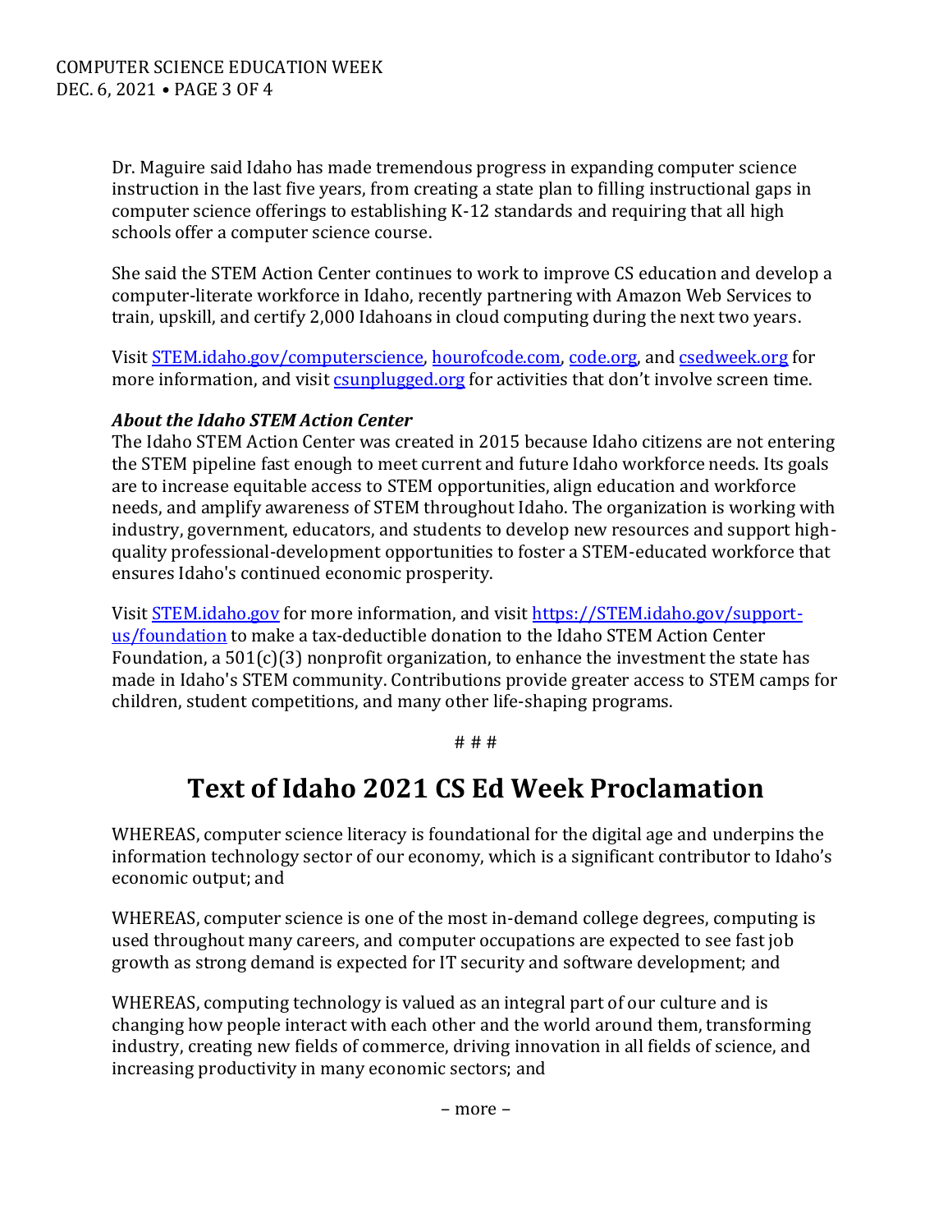Dr. Maguire said Idaho has made tremendous progress in expanding computer science instruction in the last five years, from creating a state plan to filling instructional gaps in computer science offerings to establishing K-12 standards and requiring that all high schools offer a computer science course.

She said the STEM Action Center continues to work to improve CS education and develop a computer-literate workforce in Idaho, recently partnering with Amazon Web Services to train, upskill, and certify 2,000 Idahoans in cloud computing during the next two years.

Visit [STEM.idaho.gov/computerscience](STEM.idaho.gov/computerscience), [hourofcode.com](hourofcode.com), [code.org](code.org), and [csedweek.org](csedweek.org) for more information, and visit [csunplugged.org](csunplugged.org) for activities that don't involve screen time.

***About the Idaho STEM Action Center***
The Idaho STEM Action Center was created in 2015 because Idaho citizens are not entering the STEM pipeline fast enough to meet current and future Idaho workforce needs. Its goals are to increase equitable access to STEM opportunities, align education and workforce needs, and amplify awareness of STEM throughout Idaho. The organization is working with industry, government, educators, and students to develop new resources and support high-quality professional-development opportunities to foster a STEM-educated workforce that ensures Idaho's continued economic prosperity.

Visit [STEM.idaho.gov](STEM.idaho.gov) for more information, and visit [https://STEM.idaho.gov/support-us/foundation](https://STEM.idaho.gov/support-us/foundation) to make a tax-deductible donation to the Idaho STEM Action Center Foundation, a 501(c)(3) nonprofit organization, to enhance the investment the state has made in Idaho's STEM community. Contributions provide greater access to STEM camps for children, student competitions, and many other life-shaping programs.

# # #

# Text of Idaho 2021 CS Ed Week Proclamation

WHEREAS, computer science literacy is foundational for the digital age and underpins the information technology sector of our economy, which is a significant contributor to Idaho's economic output; and

WHEREAS, computer science is one of the most in-demand college degrees, computing is used throughout many careers, and computer occupations are expected to see fast job growth as strong demand is expected for IT security and software development; and

WHEREAS, computing technology is valued as an integral part of our culture and is changing how people interact with each other and the world around them, transforming industry, creating new fields of commerce, driving innovation in all fields of science, and increasing productivity in many economic sectors; and

– more –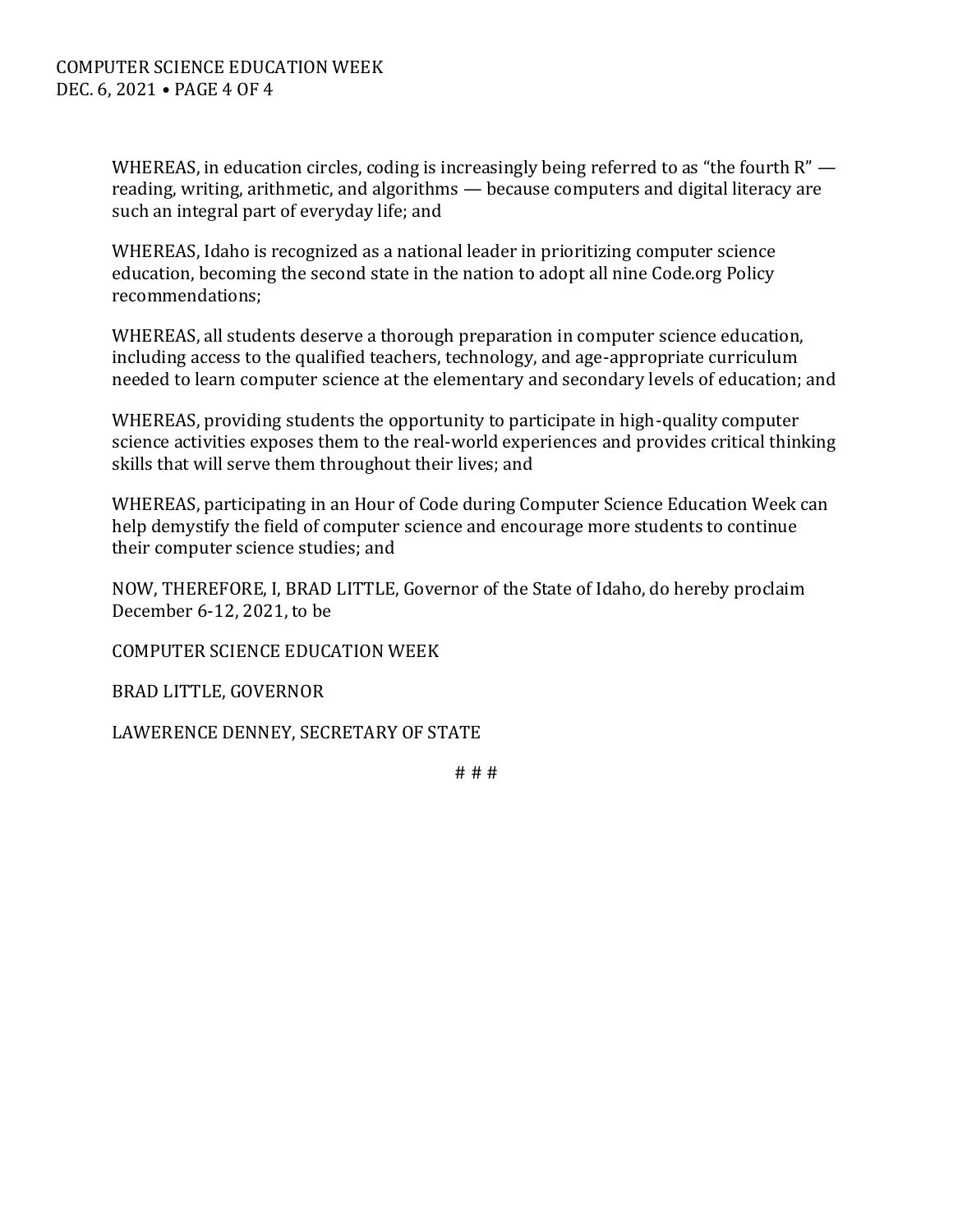WHEREAS, in education circles, coding is increasingly being referred to as "the fourth R" — reading, writing, arithmetic, and algorithms — because computers and digital literacy are such an integral part of everyday life; and

WHEREAS, Idaho is recognized as a national leader in prioritizing computer science education, becoming the second state in the nation to adopt all nine Code.org Policy recommendations;

WHEREAS, all students deserve a thorough preparation in computer science education, including access to the qualified teachers, technology, and age-appropriate curriculum needed to learn computer science at the elementary and secondary levels of education; and

WHEREAS, providing students the opportunity to participate in high-quality computer science activities exposes them to the real-world experiences and provides critical thinking skills that will serve them throughout their lives; and

WHEREAS, participating in an Hour of Code during Computer Science Education Week can help demystify the field of computer science and encourage more students to continue their computer science studies; and

NOW, THEREFORE, I, BRAD LITTLE, Governor of the State of Idaho, do hereby proclaim December 6-12, 2021, to be

COMPUTER SCIENCE EDUCATION WEEK

BRAD LITTLE, GOVERNOR

LAWERENCE DENNEY, SECRETARY OF STATE

# # #